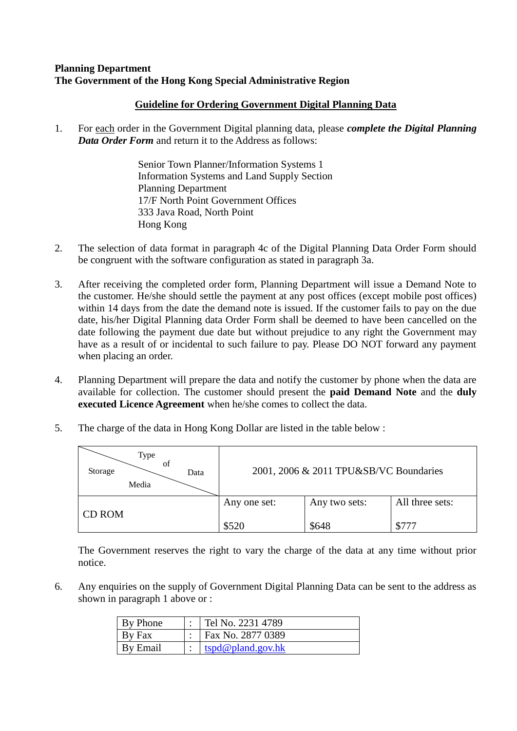**Planning Department**
**The Government of the Hong Kong Special Administrative Region**

## Guideline for Ordering Government Digital Planning Data

1. For each order in the Government Digital planning data, please ***complete the Digital Planning Data Order Form*** and return it to the Address as follows:

   Senior Town Planner/Information Systems 1
   Information Systems and Land Supply Section
   Planning Department
   17/F North Point Government Offices
   333 Java Road, North Point
   Hong Kong

2. The selection of data format in paragraph 4c of the Digital Planning Data Order Form should be congruent with the software configuration as stated in paragraph 3a.

3. After receiving the completed order form, Planning Department will issue a Demand Note to the customer. He/she should settle the payment at any post offices (except mobile post offices) within 14 days from the date the demand note is issued. If the customer fails to pay on the due date, his/her Digital Planning data Order Form shall be deemed to have been cancelled on the date following the payment due date but without prejudice to any right the Government may have as a result of or incidental to such failure to pay. Please DO NOT forward any payment when placing an order.

4. Planning Department will prepare the data and notify the customer by phone when the data are available for collection. The customer should present the **paid Demand Note** and the **duly executed Licence Agreement** when he/she comes to collect the data.

5. The charge of the data in Hong Kong Dollar are listed in the table below :

| Storage Media \ Type of Data | 2001, 2006 & 2011 TPU&SB/VC Boundaries | | |
|---|---|---|---|
| CD ROM | Any one set: $520 | Any two sets: $648 | All three sets: $777 |

   The Government reserves the right to vary the charge of the data at any time without prior notice.

6. Any enquiries on the supply of Government Digital Planning Data can be sent to the address as shown in paragraph 1 above or :

| | | |
|---|---|---|
| By Phone | : | Tel No. 2231 4789 |
| By Fax | : | Fax No. 2877 0389 |
| By Email | : | tspd@pland.gov.hk |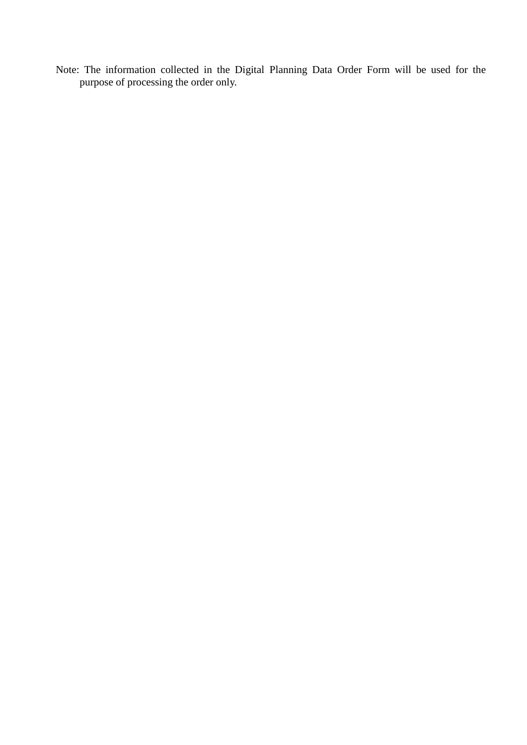Note: The information collected in the Digital Planning Data Order Form will be used for the purpose of processing the order only.